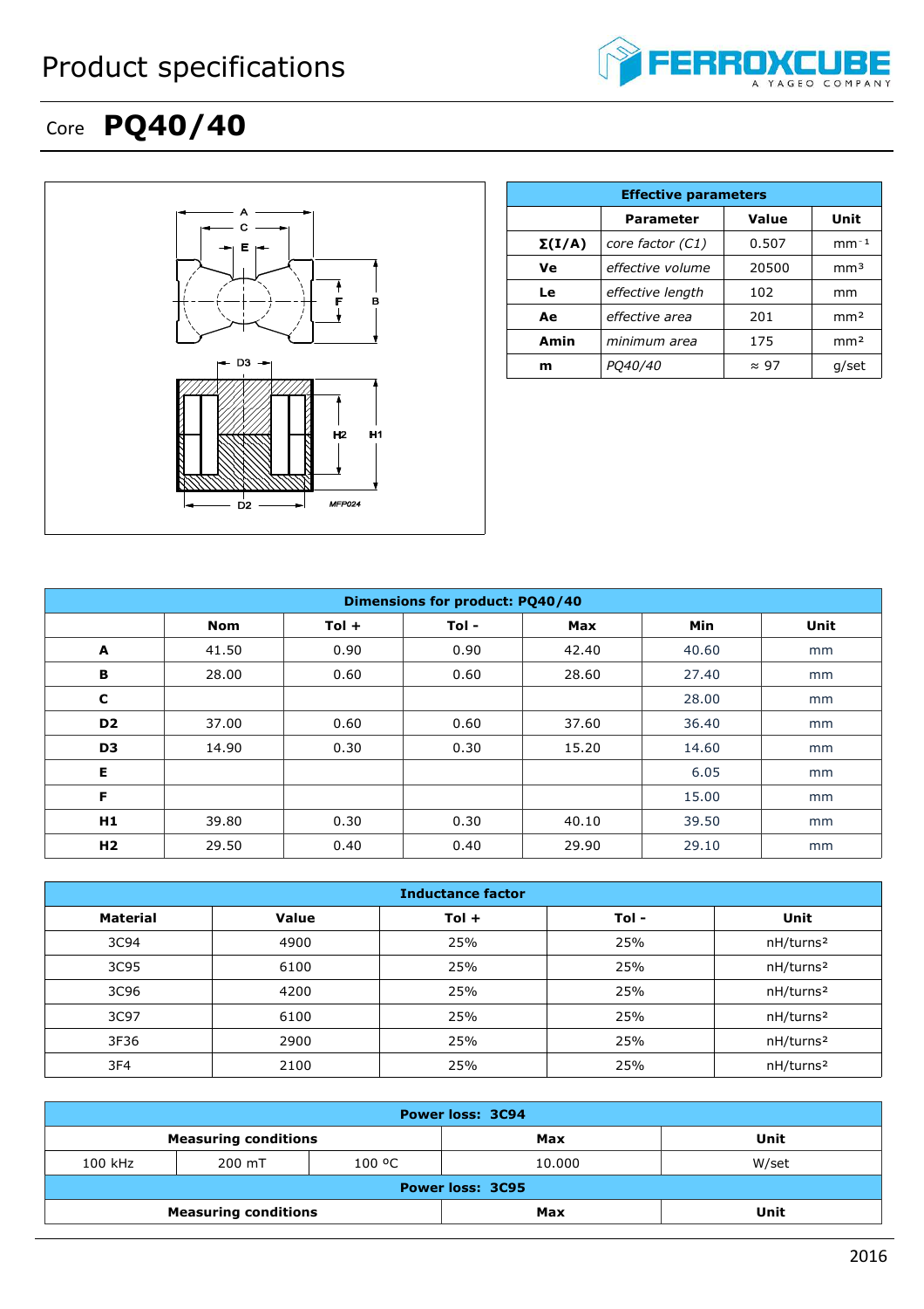# Product specifications

## Core **PQ40/40**

| Effective parameters | | | |
|---|---|---|---|
| | **Parameter** | **Value** | **Unit** |
| **Σ(I/A)** | *core factor (C1)* | 0.507 | $mm^{-1}$ |
| **Ve** | *effective volume* | 20500 | $mm^3$ |
| **Le** | *effective length* | 102 | mm |
| **Ae** | *effective area* | 201 | $mm^2$ |
| **Amin** | *minimum area* | 175 | $mm^2$ |
| **m** | *PQ40/40* | ≈ 97 | g/set |

| Dimensions for product: PQ40/40 | | | | | | |
|---|---|---|---|---|---|---|
| | **Nom** | **Tol +** | **Tol -** | **Max** | **Min** | **Unit** |
| **A** | 41.50 | 0.90 | 0.90 | 42.40 | 40.60 | mm |
| **B** | 28.00 | 0.60 | 0.60 | 28.60 | 27.40 | mm |
| **C** | | | | | 28.00 | mm |
| **D2** | 37.00 | 0.60 | 0.60 | 37.60 | 36.40 | mm |
| **D3** | 14.90 | 0.30 | 0.30 | 15.20 | 14.60 | mm |
| **E** | | | | | 6.05 | mm |
| **F** | | | | | 15.00 | mm |
| **H1** | 39.80 | 0.30 | 0.30 | 40.10 | 39.50 | mm |
| **H2** | 29.50 | 0.40 | 0.40 | 29.90 | 29.10 | mm |

| Inductance factor | | | | |
|---|---|---|---|---|
| **Material** | **Value** | **Tol +** | **Tol -** | **Unit** |
| 3C94 | 4900 | 25% | 25% | $nH/turns^2$ |
| 3C95 | 6100 | 25% | 25% | $nH/turns^2$ |
| 3C96 | 4200 | 25% | 25% | $nH/turns^2$ |
| 3C97 | 6100 | 25% | 25% | $nH/turns^2$ |
| 3F36 | 2900 | 25% | 25% | $nH/turns^2$ |
| 3F4 | 2100 | 25% | 25% | $nH/turns^2$ |

| Power loss: 3C94 | | | | |
|---|---|---|---|---|
| **Measuring conditions** | | | **Max** | **Unit** |
| 100 kHz | 200 mT | 100 ºC | 10.000 | W/set |

| Power loss: 3C95 | | | | |
|---|---|---|---|---|
| **Measuring conditions** | | | **Max** | **Unit** |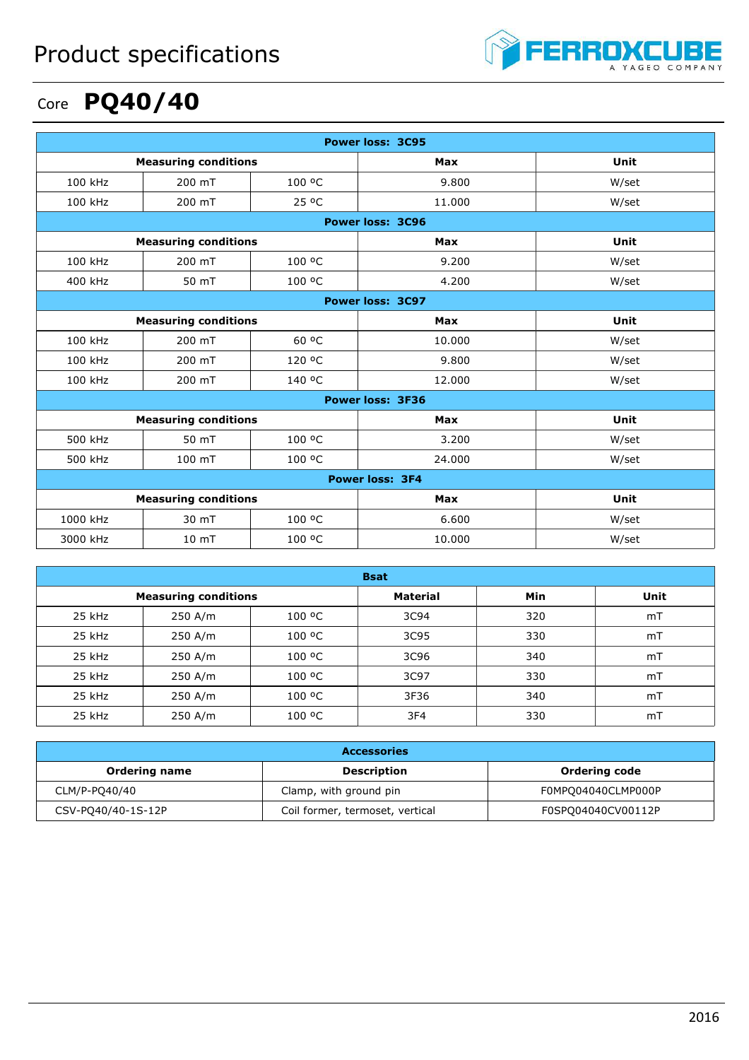# Product specifications

## Core **PQ40/40**

| Power loss: 3C95 | | | | |
|---|---|---|---|---|
| **Measuring conditions** | | | **Max** | **Unit** |
| 100 kHz | 200 mT | 100 ºC | 9.800 | W/set |
| 100 kHz | 200 mT | 25 ºC | 11.000 | W/set |

| Power loss: 3C96 | | | | |
|---|---|---|---|---|
| **Measuring conditions** | | | **Max** | **Unit** |
| 100 kHz | 200 mT | 100 ºC | 9.200 | W/set |
| 400 kHz | 50 mT | 100 ºC | 4.200 | W/set |

| Power loss: 3C97 | | | | |
|---|---|---|---|---|
| **Measuring conditions** | | | **Max** | **Unit** |
| 100 kHz | 200 mT | 60 ºC | 10.000 | W/set |
| 100 kHz | 200 mT | 120 ºC | 9.800 | W/set |
| 100 kHz | 200 mT | 140 ºC | 12.000 | W/set |

| Power loss: 3F36 | | | | |
|---|---|---|---|---|
| **Measuring conditions** | | | **Max** | **Unit** |
| 500 kHz | 50 mT | 100 ºC | 3.200 | W/set |
| 500 kHz | 100 mT | 100 ºC | 24.000 | W/set |

| Power loss: 3F4 | | | | |
|---|---|---|---|---|
| **Measuring conditions** | | | **Max** | **Unit** |
| 1000 kHz | 30 mT | 100 ºC | 6.600 | W/set |
| 3000 kHz | 10 mT | 100 ºC | 10.000 | W/set |

| Bsat | | | | | |
|---|---|---|---|---|---|
| **Measuring conditions** | | | **Material** | **Min** | **Unit** |
| 25 kHz | 250 A/m | 100 ºC | 3C94 | 320 | mT |
| 25 kHz | 250 A/m | 100 ºC | 3C95 | 330 | mT |
| 25 kHz | 250 A/m | 100 ºC | 3C96 | 340 | mT |
| 25 kHz | 250 A/m | 100 ºC | 3C97 | 330 | mT |
| 25 kHz | 250 A/m | 100 ºC | 3F36 | 340 | mT |
| 25 kHz | 250 A/m | 100 ºC | 3F4 | 330 | mT |

| Accessories | | |
|---|---|---|
| **Ordering name** | **Description** | **Ordering code** |
| CLM/P-PQ40/40 | Clamp, with ground pin | F0MPQ04040CLMP000P |
| CSV-PQ40/40-1S-12P | Coil former, termoset, vertical | F0SPQ04040CV00112P |

2016